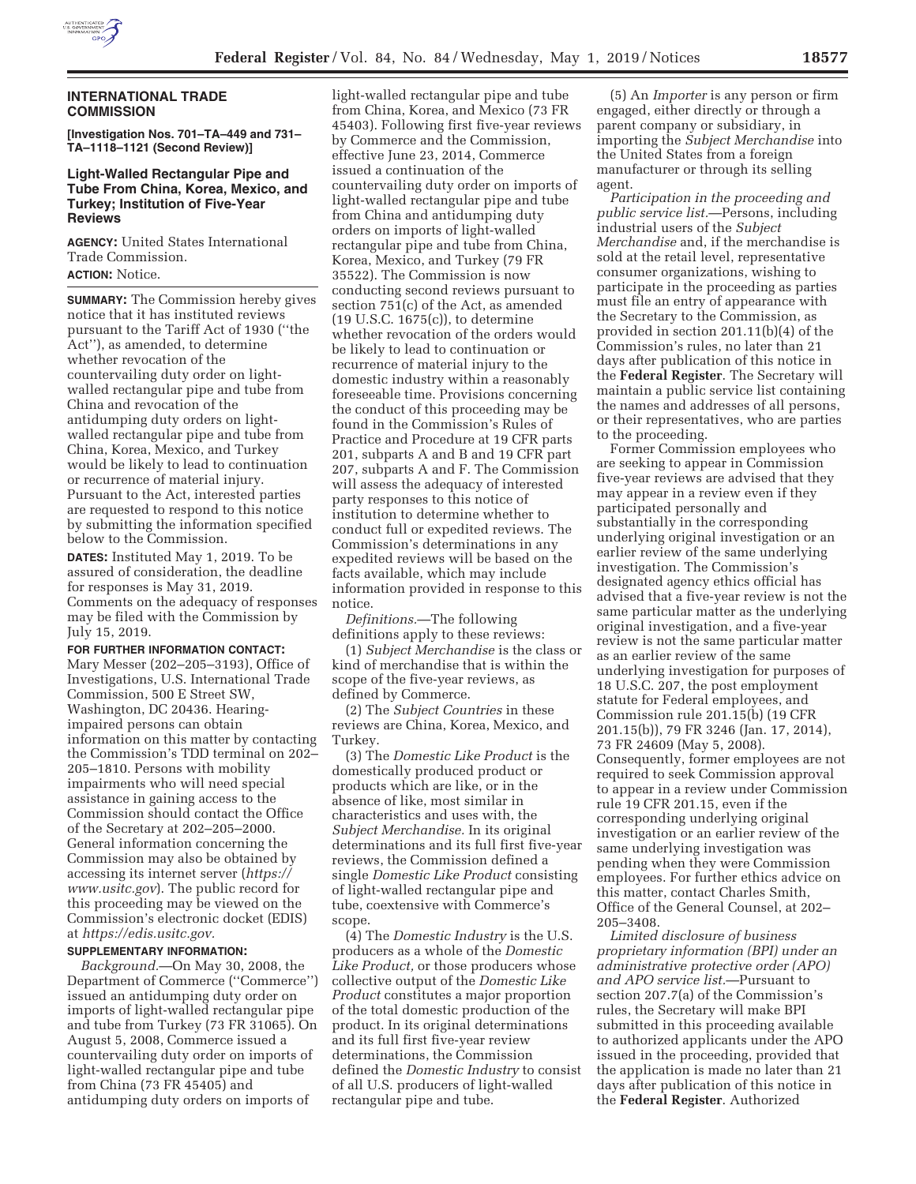## INTERNATIONAL TRADE COMMISSION

**[Investigation Nos. 701–TA–449 and 731–TA–1118–1121 (Second Review)]**

### Light-Walled Rectangular Pipe and Tube From China, Korea, Mexico, and Turkey; Institution of Five-Year Reviews

**AGENCY:** United States International Trade Commission.

**ACTION:** Notice.

**SUMMARY:** The Commission hereby gives notice that it has instituted reviews pursuant to the Tariff Act of 1930 (''the Act''), as amended, to determine whether revocation of the countervailing duty order on light-walled rectangular pipe and tube from China and revocation of the antidumping duty orders on light-walled rectangular pipe and tube from China, Korea, Mexico, and Turkey would be likely to lead to continuation or recurrence of material injury. Pursuant to the Act, interested parties are requested to respond to this notice by submitting the information specified below to the Commission.

**DATES:** Instituted May 1, 2019. To be assured of consideration, the deadline for responses is May 31, 2019. Comments on the adequacy of responses may be filed with the Commission by July 15, 2019.

**FOR FURTHER INFORMATION CONTACT:** Mary Messer (202–205–3193), Office of Investigations, U.S. International Trade Commission, 500 E Street SW, Washington, DC 20436. Hearing-impaired persons can obtain information on this matter by contacting the Commission's TDD terminal on 202–205–1810. Persons with mobility impairments who will need special assistance in gaining access to the Commission should contact the Office of the Secretary at 202–205–2000. General information concerning the Commission may also be obtained by accessing its internet server (*https://www.usitc.gov*). The public record for this proceeding may be viewed on the Commission's electronic docket (EDIS) at *https://edis.usitc.gov*.

**SUPPLEMENTARY INFORMATION:**

*Background.*—On May 30, 2008, the Department of Commerce (''Commerce'') issued an antidumping duty order on imports of light-walled rectangular pipe and tube from Turkey (73 FR 31065). On August 5, 2008, Commerce issued a countervailing duty order on imports of light-walled rectangular pipe and tube from China (73 FR 45405) and antidumping duty orders on imports of light-walled rectangular pipe and tube from China, Korea, and Mexico (73 FR 45403). Following first five-year reviews by Commerce and the Commission, effective June 23, 2014, Commerce issued a continuation of the countervailing duty order on imports of light-walled rectangular pipe and tube from China and antidumping duty orders on imports of light-walled rectangular pipe and tube from China, Korea, Mexico, and Turkey (79 FR 35522). The Commission is now conducting second reviews pursuant to section 751(c) of the Act, as amended (19 U.S.C. 1675(c)), to determine whether revocation of the orders would be likely to lead to continuation or recurrence of material injury to the domestic industry within a reasonably foreseeable time. Provisions concerning the conduct of this proceeding may be found in the Commission's Rules of Practice and Procedure at 19 CFR parts 201, subparts A and B and 19 CFR part 207, subparts A and F. The Commission will assess the adequacy of interested party responses to this notice of institution to determine whether to conduct full or expedited reviews. The Commission's determinations in any expedited reviews will be based on the facts available, which may include information provided in response to this notice.

*Definitions.*—The following definitions apply to these reviews:

(1) *Subject Merchandise* is the class or kind of merchandise that is within the scope of the five-year reviews, as defined by Commerce.

(2) The *Subject Countries* in these reviews are China, Korea, Mexico, and Turkey.

(3) The *Domestic Like Product* is the domestically produced product or products which are like, or in the absence of like, most similar in characteristics and uses with, the *Subject Merchandise.* In its original determinations and its full first five-year reviews, the Commission defined a single *Domestic Like Product* consisting of light-walled rectangular pipe and tube, coextensive with Commerce's scope.

(4) The *Domestic Industry* is the U.S. producers as a whole of the *Domestic Like Product,* or those producers whose collective output of the *Domestic Like Product* constitutes a major proportion of the total domestic production of the product. In its original determinations and its full first five-year review determinations, the Commission defined the *Domestic Industry* to consist of all U.S. producers of light-walled rectangular pipe and tube.

(5) An *Importer* is any person or firm engaged, either directly or through a parent company or subsidiary, in importing the *Subject Merchandise* into the United States from a foreign manufacturer or through its selling agent.

*Participation in the proceeding and public service list.*—Persons, including industrial users of the *Subject Merchandise* and, if the merchandise is sold at the retail level, representative consumer organizations, wishing to participate in the proceeding as parties must file an entry of appearance with the Secretary to the Commission, as provided in section 201.11(b)(4) of the Commission's rules, no later than 21 days after publication of this notice in the **Federal Register**. The Secretary will maintain a public service list containing the names and addresses of all persons, or their representatives, who are parties to the proceeding.

Former Commission employees who are seeking to appear in Commission five-year reviews are advised that they may appear in a review even if they participated personally and substantially in the corresponding underlying original investigation or an earlier review of the same underlying investigation. The Commission's designated agency ethics official has advised that a five-year review is not the same particular matter as the underlying original investigation, and a five-year review is not the same particular matter as an earlier review of the same underlying investigation for purposes of 18 U.S.C. 207, the post employment statute for Federal employees, and Commission rule 201.15(b) (19 CFR 201.15(b)), 79 FR 3246 (Jan. 17, 2014), 73 FR 24609 (May 5, 2008). Consequently, former employees are not required to seek Commission approval to appear in a review under Commission rule 19 CFR 201.15, even if the corresponding underlying original investigation or an earlier review of the same underlying investigation was pending when they were Commission employees. For further ethics advice on this matter, contact Charles Smith, Office of the General Counsel, at 202–205–3408.

*Limited disclosure of business proprietary information (BPI) under an administrative protective order (APO) and APO service list.*—Pursuant to section 207.7(a) of the Commission's rules, the Secretary will make BPI submitted in this proceeding available to authorized applicants under the APO issued in the proceeding, provided that the application is made no later than 21 days after publication of this notice in the **Federal Register**. Authorized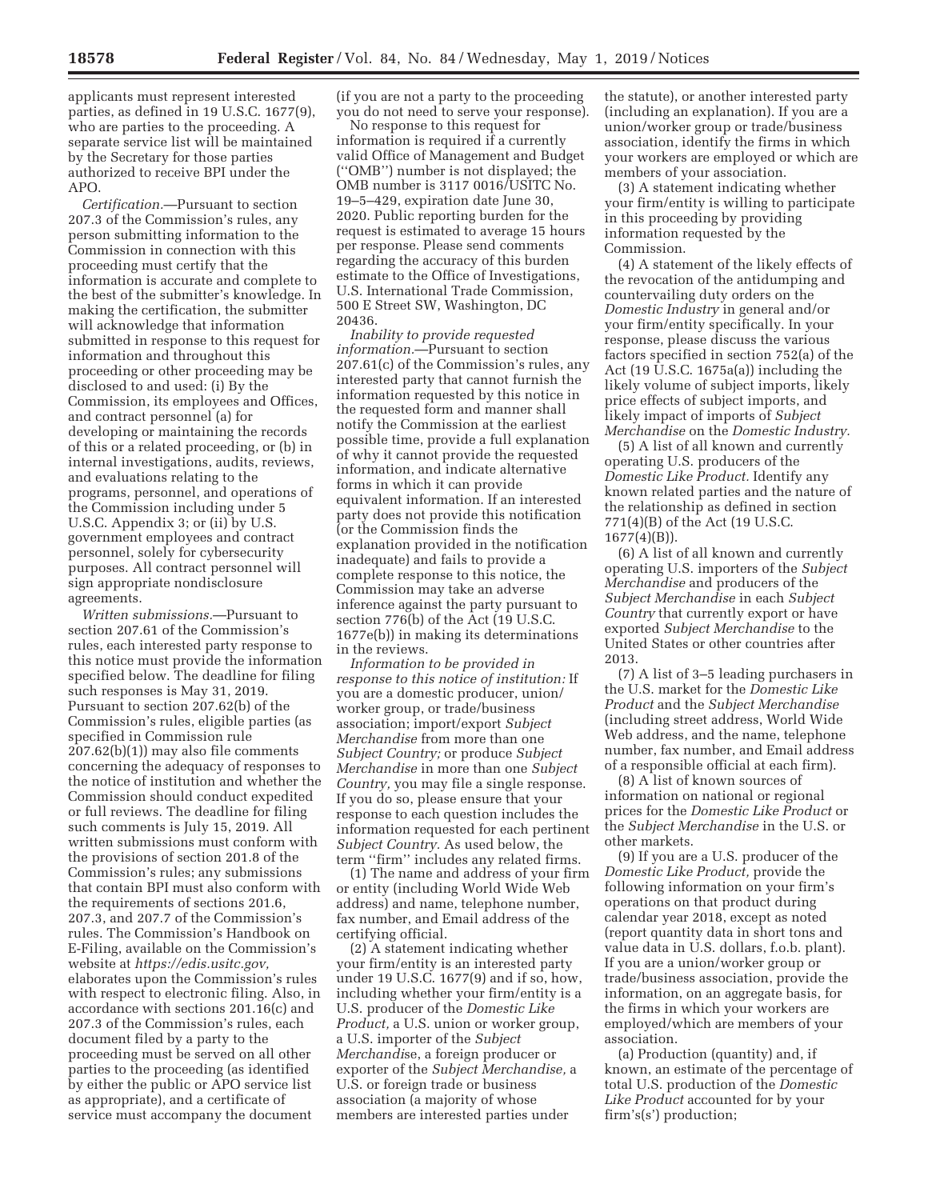applicants must represent interested parties, as defined in 19 U.S.C. 1677(9), who are parties to the proceeding. A separate service list will be maintained by the Secretary for those parties authorized to receive BPI under the APO.

*Certification.*—Pursuant to section 207.3 of the Commission's rules, any person submitting information to the Commission in connection with this proceeding must certify that the information is accurate and complete to the best of the submitter's knowledge. In making the certification, the submitter will acknowledge that information submitted in response to this request for information and throughout this proceeding or other proceeding may be disclosed to and used: (i) By the Commission, its employees and Offices, and contract personnel (a) for developing or maintaining the records of this or a related proceeding, or (b) in internal investigations, audits, reviews, and evaluations relating to the programs, personnel, and operations of the Commission including under 5 U.S.C. Appendix 3; or (ii) by U.S. government employees and contract personnel, solely for cybersecurity purposes. All contract personnel will sign appropriate nondisclosure agreements.

*Written submissions.*—Pursuant to section 207.61 of the Commission's rules, each interested party response to this notice must provide the information specified below. The deadline for filing such responses is May 31, 2019. Pursuant to section 207.62(b) of the Commission's rules, eligible parties (as specified in Commission rule 207.62(b)(1)) may also file comments concerning the adequacy of responses to the notice of institution and whether the Commission should conduct expedited or full reviews. The deadline for filing such comments is July 15, 2019. All written submissions must conform with the provisions of section 201.8 of the Commission's rules; any submissions that contain BPI must also conform with the requirements of sections 201.6, 207.3, and 207.7 of the Commission's rules. The Commission's Handbook on E-Filing, available on the Commission's website at *https://edis.usitc.gov,* elaborates upon the Commission's rules with respect to electronic filing. Also, in accordance with sections 201.16(c) and 207.3 of the Commission's rules, each document filed by a party to the proceeding must be served on all other parties to the proceeding (as identified by either the public or APO service list as appropriate), and a certificate of service must accompany the document (if you are not a party to the proceeding you do not need to serve your response).

No response to this request for information is required if a currently valid Office of Management and Budget (''OMB'') number is not displayed; the OMB number is 3117 0016/USITC No. 19–5–429, expiration date June 30, 2020. Public reporting burden for the request is estimated to average 15 hours per response. Please send comments regarding the accuracy of this burden estimate to the Office of Investigations, U.S. International Trade Commission, 500 E Street SW, Washington, DC 20436.

*Inability to provide requested information.*—Pursuant to section 207.61(c) of the Commission's rules, any interested party that cannot furnish the information requested by this notice in the requested form and manner shall notify the Commission at the earliest possible time, provide a full explanation of why it cannot provide the requested information, and indicate alternative forms in which it can provide equivalent information. If an interested party does not provide this notification (or the Commission finds the explanation provided in the notification inadequate) and fails to provide a complete response to this notice, the Commission may take an adverse inference against the party pursuant to section 776(b) of the Act (19 U.S.C. 1677e(b)) in making its determinations in the reviews.

*Information to be provided in response to this notice of institution:* If you are a domestic producer, union/worker group, or trade/business association; import/export *Subject Merchandise* from more than one *Subject Country;* or produce *Subject Merchandise* in more than one *Subject Country,* you may file a single response. If you do so, please ensure that your response to each question includes the information requested for each pertinent *Subject Country.* As used below, the term ''firm'' includes any related firms.

(1) The name and address of your firm or entity (including World Wide Web address) and name, telephone number, fax number, and Email address of the certifying official.

(2) A statement indicating whether your firm/entity is an interested party under 19 U.S.C. 1677(9) and if so, how, including whether your firm/entity is a U.S. producer of the *Domestic Like Product,* a U.S. union or worker group, a U.S. importer of the *Subject Merchandis*e, a foreign producer or exporter of the *Subject Merchandise,* a U.S. or foreign trade or business association (a majority of whose members are interested parties under the statute), or another interested party (including an explanation). If you are a union/worker group or trade/business association, identify the firms in which your workers are employed or which are members of your association.

(3) A statement indicating whether your firm/entity is willing to participate in this proceeding by providing information requested by the Commission.

(4) A statement of the likely effects of the revocation of the antidumping and countervailing duty orders on the *Domestic Industry* in general and/or your firm/entity specifically. In your response, please discuss the various factors specified in section 752(a) of the Act (19 U.S.C. 1675a(a)) including the likely volume of subject imports, likely price effects of subject imports, and likely impact of imports of *Subject Merchandise* on the *Domestic Industry.*

(5) A list of all known and currently operating U.S. producers of the *Domestic Like Product.* Identify any known related parties and the nature of the relationship as defined in section 771(4)(B) of the Act (19 U.S.C. 1677(4)(B)).

(6) A list of all known and currently operating U.S. importers of the *Subject Merchandise* and producers of the *Subject Merchandise* in each *Subject Country* that currently export or have exported *Subject Merchandise* to the United States or other countries after 2013.

(7) A list of 3–5 leading purchasers in the U.S. market for the *Domestic Like Product* and the *Subject Merchandise* (including street address, World Wide Web address, and the name, telephone number, fax number, and Email address of a responsible official at each firm).

(8) A list of known sources of information on national or regional prices for the *Domestic Like Product* or the *Subject Merchandise* in the U.S. or other markets.

(9) If you are a U.S. producer of the *Domestic Like Product,* provide the following information on your firm's operations on that product during calendar year 2018, except as noted (report quantity data in short tons and value data in U.S. dollars, f.o.b. plant). If you are a union/worker group or trade/business association, provide the information, on an aggregate basis, for the firms in which your workers are employed/which are members of your association.

(a) Production (quantity) and, if known, an estimate of the percentage of total U.S. production of the *Domestic Like Product* accounted for by your firm's(s') production;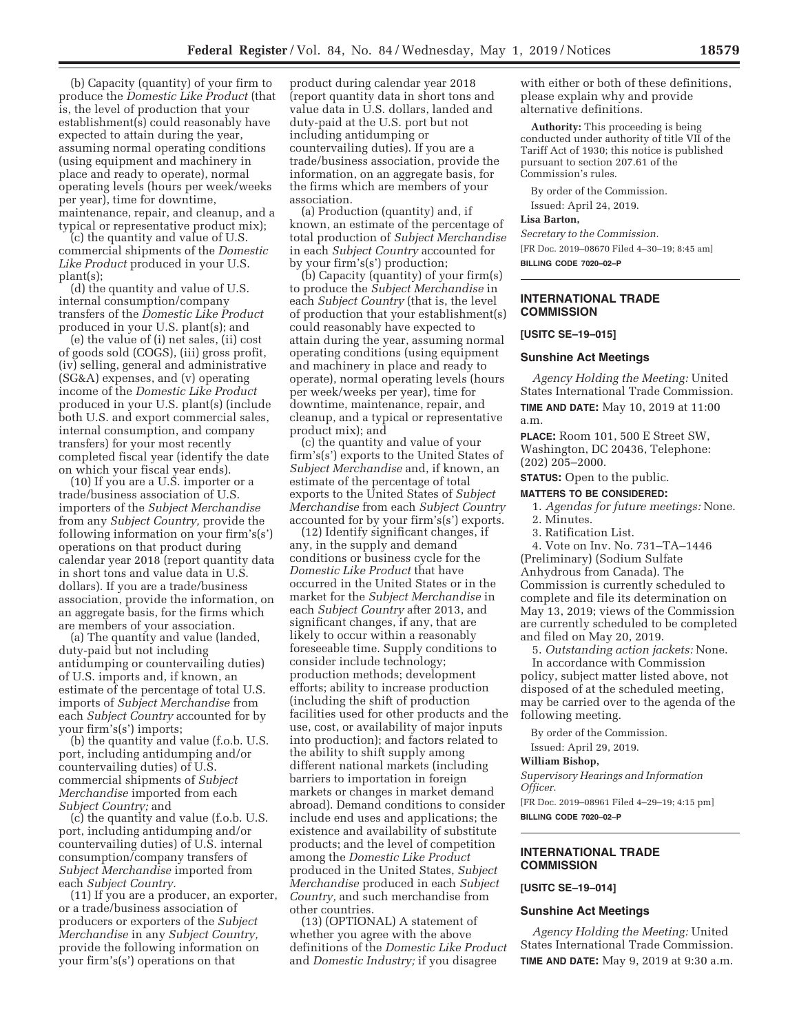(b) Capacity (quantity) of your firm to produce the *Domestic Like Product* (that is, the level of production that your establishment(s) could reasonably have expected to attain during the year, assuming normal operating conditions (using equipment and machinery in place and ready to operate), normal operating levels (hours per week/weeks per year), time for downtime, maintenance, repair, and cleanup, and a typical or representative product mix);

(c) the quantity and value of U.S. commercial shipments of the *Domestic Like Product* produced in your U.S. plant(s);

(d) the quantity and value of U.S. internal consumption/company transfers of the *Domestic Like Product* produced in your U.S. plant(s); and

(e) the value of (i) net sales, (ii) cost of goods sold (COGS), (iii) gross profit, (iv) selling, general and administrative (SG&A) expenses, and (v) operating income of the *Domestic Like Product* produced in your U.S. plant(s) (include both U.S. and export commercial sales, internal consumption, and company transfers) for your most recently completed fiscal year (identify the date on which your fiscal year ends).

(10) If you are a U.S. importer or a trade/business association of U.S. importers of the *Subject Merchandise* from any *Subject Country,* provide the following information on your firm's(s') operations on that product during calendar year 2018 (report quantity data in short tons and value data in U.S. dollars). If you are a trade/business association, provide the information, on an aggregate basis, for the firms which are members of your association.

(a) The quantity and value (landed, duty-paid but not including antidumping or countervailing duties) of U.S. imports and, if known, an estimate of the percentage of total U.S. imports of *Subject Merchandise* from each *Subject Country* accounted for by your firm's(s') imports;

(b) the quantity and value (f.o.b. U.S. port, including antidumping and/or countervailing duties) of U.S. commercial shipments of *Subject Merchandise* imported from each *Subject Country;* and

(c) the quantity and value (f.o.b. U.S. port, including antidumping and/or countervailing duties) of U.S. internal consumption/company transfers of *Subject Merchandise* imported from each *Subject Country.*

(11) If you are a producer, an exporter, or a trade/business association of producers or exporters of the *Subject Merchandise* in any *Subject Country,* provide the following information on your firm's(s') operations on that product during calendar year 2018 (report quantity data in short tons and value data in U.S. dollars, landed and duty-paid at the U.S. port but not including antidumping or countervailing duties). If you are a trade/business association, provide the information, on an aggregate basis, for the firms which are members of your association.

(a) Production (quantity) and, if known, an estimate of the percentage of total production of *Subject Merchandise* in each *Subject Country* accounted for by your firm's(s') production;

(b) Capacity (quantity) of your firm(s) to produce the *Subject Merchandise* in each *Subject Country* (that is, the level of production that your establishment(s) could reasonably have expected to attain during the year, assuming normal operating conditions (using equipment and machinery in place and ready to operate), normal operating levels (hours per week/weeks per year), time for downtime, maintenance, repair, and cleanup, and a typical or representative product mix); and

(c) the quantity and value of your firm's(s') exports to the United States of *Subject Merchandise* and, if known, an estimate of the percentage of total exports to the United States of *Subject Merchandise* from each *Subject Country* accounted for by your firm's(s') exports.

(12) Identify significant changes, if any, in the supply and demand conditions or business cycle for the *Domestic Like Product* that have occurred in the United States or in the market for the *Subject Merchandise* in each *Subject Country* after 2013, and significant changes, if any, that are likely to occur within a reasonably foreseeable time. Supply conditions to consider include technology; production methods; development efforts; ability to increase production (including the shift of production facilities used for other products and the use, cost, or availability of major inputs into production); and factors related to the ability to shift supply among different national markets (including barriers to importation in foreign markets or changes in market demand abroad). Demand conditions to consider include end uses and applications; the existence and availability of substitute products; and the level of competition among the *Domestic Like Product* produced in the United States, *Subject Merchandise* produced in each *Subject Country,* and such merchandise from other countries.

(13) (OPTIONAL) A statement of whether you agree with the above definitions of the *Domestic Like Product* and *Domestic Industry;* if you disagree with either or both of these definitions, please explain why and provide alternative definitions.

**Authority:** This proceeding is being conducted under authority of title VII of the Tariff Act of 1930; this notice is published pursuant to section 207.61 of the Commission's rules.

By order of the Commission.

Issued: April 24, 2019.

**Lisa Barton,**

*Secretary to the Commission.*

[FR Doc. 2019–08670 Filed 4–30–19; 8:45 am]

**BILLING CODE 7020–02–P**

## INTERNATIONAL TRADE COMMISSION

**[USITC SE–19–015]**

### Sunshine Act Meetings

*Agency Holding the Meeting:* United States International Trade Commission.

**TIME AND DATE:** May 10, 2019 at 11:00 a.m.

**PLACE:** Room 101, 500 E Street SW, Washington, DC 20436, Telephone: (202) 205–2000.

**STATUS:** Open to the public.

**MATTERS TO BE CONSIDERED:**

1. *Agendas for future meetings:* None.
2. Minutes.
3. Ratification List.
4. Vote on Inv. No. 731–TA–1446 (Preliminary) (Sodium Sulfate Anhydrous from Canada). The Commission is currently scheduled to complete and file its determination on May 13, 2019; views of the Commission are currently scheduled to be completed and filed on May 20, 2019.
5. *Outstanding action jackets:* None.

In accordance with Commission policy, subject matter listed above, not disposed of at the scheduled meeting, may be carried over to the agenda of the following meeting.

By order of the Commission.

Issued: April 29, 2019.

**William Bishop,**

*Supervisory Hearings and Information Officer.*

[FR Doc. 2019–08961 Filed 4–29–19; 4:15 pm]

**BILLING CODE 7020–02–P**

## INTERNATIONAL TRADE COMMISSION

**[USITC SE–19–014]**

### Sunshine Act Meetings

*Agency Holding the Meeting:* United States International Trade Commission.

**TIME AND DATE:** May 9, 2019 at 9:30 a.m.